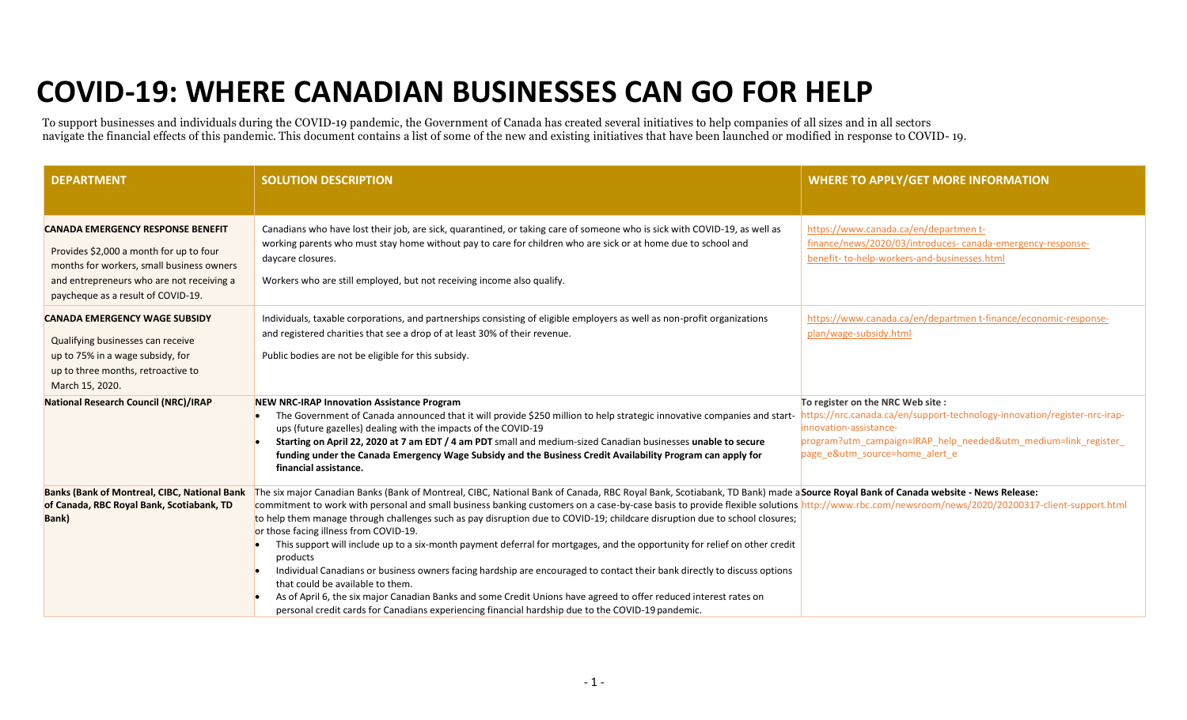# COVID-19: WHERE CANADIAN BUSINESSES CAN GO FOR HELP

To support businesses and individuals during the COVID-19 pandemic, the Government of Canada has created several initiatives to help companies of all sizes and in all sectors navigate the financial effects of this pandemic. This document contains a list of some of the new and existing initiatives that have been launched or modified in response to COVID- 19.

| DEPARTMENT | SOLUTION DESCRIPTION | WHERE TO APPLY/GET MORE INFORMATION |
|---|---|---|
| **CANADA EMERGENCY RESPONSE BENEFIT**<br><br>Provides $2,000 a month for up to four months for workers, small business owners and entrepreneurs who are not receiving a paycheque as a result of COVID-19. | Canadians who have lost their job, are sick, quarantined, or taking care of someone who is sick with COVID-19, as well as working parents who must stay home without pay to care for children who are sick or at home due to school and daycare closures.<br><br>Workers who are still employed, but not receiving income also qualify. | https://www.canada.ca/en/departmen t-finance/news/2020/03/introduces- canada-emergency-response-benefit- to-help-workers-and-businesses.html |
| **CANADA EMERGENCY WAGE SUBSIDY**<br><br>Qualifying businesses can receive up to 75% in a wage subsidy, for up to three months, retroactive to March 15, 2020. | Individuals, taxable corporations, and partnerships consisting of eligible employers as well as non-profit organizations and registered charities that see a drop of at least 30% of their revenue.<br><br>Public bodies are not be eligible for this subsidy. | https://www.canada.ca/en/departmen t-finance/economic-response-plan/wage-subsidy.html |
| **National Research Council (NRC)/IRAP** | **NEW NRC-IRAP Innovation Assistance Program**<br>• The Government of Canada announced that it will provide $250 million to help strategic innovative companies and start-ups (future gazelles) dealing with the impacts of the COVID-19<br>• **Starting on April 22, 2020 at 7 am EDT / 4 am PDT** small and medium-sized Canadian businesses **unable to secure funding under the Canada Emergency Wage Subsidy and the Business Credit Availability Program can apply for financial assistance.** | **To register on the NRC Web site :**<br>https://nrc.canada.ca/en/support-technology-innovation/register-nrc-irap-innovation-assistance-program?utm_campaign=IRAP_help_needed&utm_medium=link_register_page_e&utm_source=home_alert_e |
| **Banks (Bank of Montreal, CIBC, National Bank of Canada, RBC Royal Bank, Scotiabank, TD Bank)** | The six major Canadian Banks (Bank of Montreal, CIBC, National Bank of Canada, RBC Royal Bank, Scotiabank, TD Bank) made a commitment to work with personal and small business banking customers on a case-by-case basis to provide flexible solutions to help them manage through challenges such as pay disruption due to COVID-19; childcare disruption due to school closures; or those facing illness from COVID-19.<br>• This support will include up to a six-month payment deferral for mortgages, and the opportunity for relief on other credit products<br>• Individual Canadians or business owners facing hardship are encouraged to contact their bank directly to discuss options that could be available to them.<br>• As of April 6, the six major Canadian Banks and some Credit Unions have agreed to offer reduced interest rates on personal credit cards for Canadians experiencing financial hardship due to the COVID-19 pandemic. | **Source Royal Bank of Canada website - News Release:**<br>http://www.rbc.com/newsroom/news/2020/20200317-client-support.html |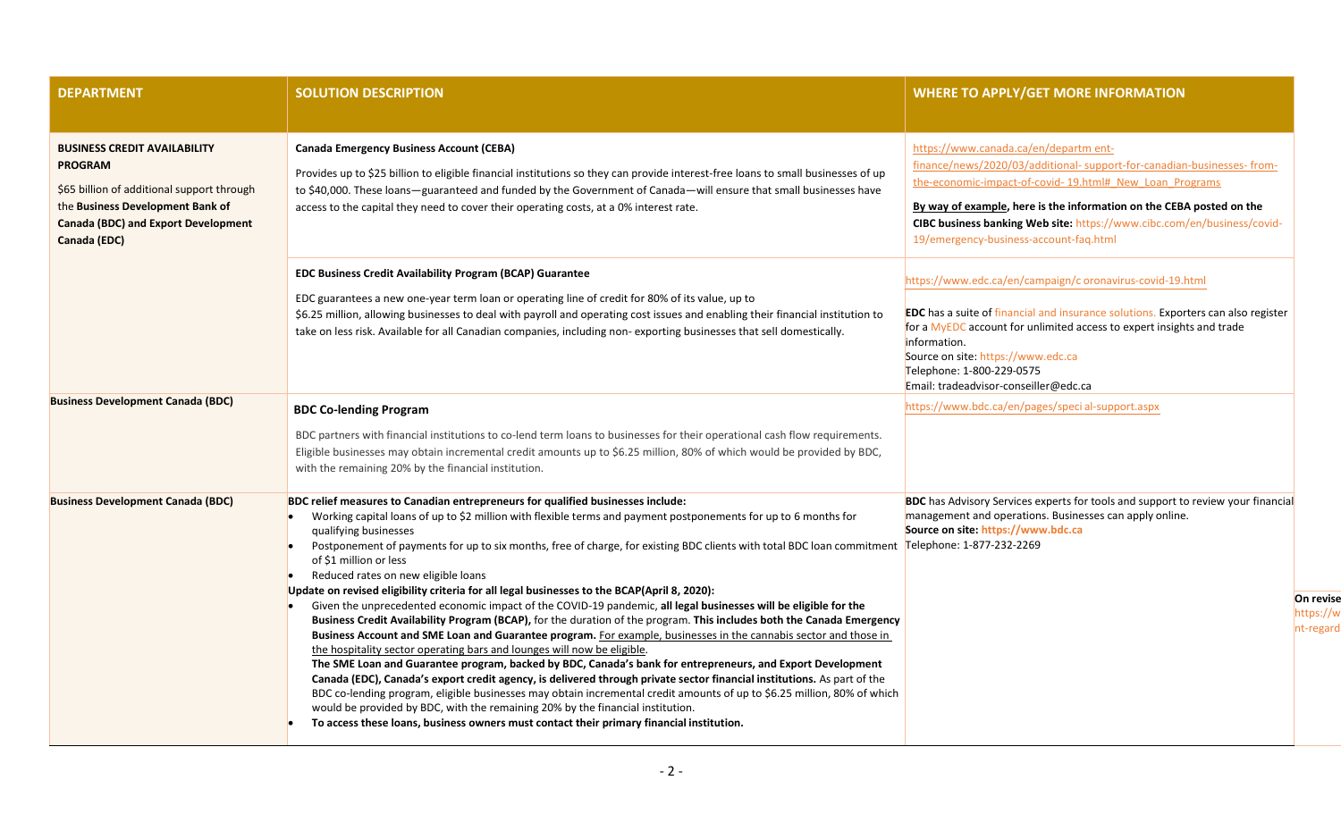| DEPARTMENT | SOLUTION DESCRIPTION | WHERE TO APPLY/GET MORE INFORMATION |
|---|---|---|
| **BUSINESS CREDIT AVAILABILITY PROGRAM**<br><br>$65 billion of additional support through the **Business Development Bank of Canada (BDC) and Export Development Canada (EDC)** | **Canada Emergency Business Account (CEBA)**<br><br>Provides up to $25 billion to eligible financial institutions so they can provide interest-free loans to small businesses of up to $40,000. These loans—guaranteed and funded by the Government of Canada—will ensure that small businesses have access to the capital they need to cover their operating costs, at a 0% interest rate. | https://www.canada.ca/en/departm ent-finance/news/2020/03/additional- support-for-canadian-businesses- from-the-economic-impact-of-covid- 19.html#_New_Loan_Programs<br><br>By way of example, **here is the information on the CEBA posted on the CIBC business banking Web site:** https://www.cibc.com/en/business/covid-19/emergency-business-account-faq.html |
| | **EDC Business Credit Availability Program (BCAP) Guarantee**<br><br>EDC guarantees a new one-year term loan or operating line of credit for 80% of its value, up to $6.25 million, allowing businesses to deal with payroll and operating cost issues and enabling their financial institution to take on less risk. Available for all Canadian companies, including non- exporting businesses that sell domestically. | https://www.edc.ca/en/campaign/c oronavirus-covid-19.html<br><br>**EDC** has a suite of financial and insurance solutions. Exporters can also register for a MyEDC account for unlimited access to expert insights and trade information.<br>Source on site: https://www.edc.ca<br>Telephone: 1-800-229-0575<br>Email: tradeadvisor-conseiller@edc.ca |
| **Business Development Canada (BDC)** | **BDC Co-lending Program**<br><br>BDC partners with financial institutions to co-lend term loans to businesses for their operational cash flow requirements. Eligible businesses may obtain incremental credit amounts up to $6.25 million, 80% of which would be provided by BDC, with the remaining 20% by the financial institution. | https://www.bdc.ca/en/pages/speci al-support.aspx |
| **Business Development Canada (BDC)** | **BDC relief measures to Canadian entrepreneurs for qualified businesses include:**<br>• Working capital loans of up to $2 million with flexible terms and payment postponements for up to 6 months for qualifying businesses<br>• Postponement of payments for up to six months, free of charge, for existing BDC clients with total BDC loan commitment of $1 million or less<br>• Reduced rates on new eligible loans<br>**Update on revised eligibility criteria for all legal businesses to the BCAP(April 8, 2020):**<br>• Given the unprecedented economic impact of the COVID-19 pandemic, **all legal businesses will be eligible for the Business Credit Availability Program (BCAP),** for the duration of the program. **This includes both the Canada Emergency Business Account and SME Loan and Guarantee program.** For example, businesses in the cannabis sector and those in the hospitality sector operating bars and lounges will now be eligible.<br>**The SME Loan and Guarantee program, backed by BDC, Canada's bank for entrepreneurs, and Export Development Canada (EDC), Canada's export credit agency, is delivered through private sector financial institutions.** As part of the BDC co-lending program, eligible businesses may obtain incremental credit amounts of up to $6.25 million, 80% of which would be provided by BDC, with the remaining 20% by the financial institution.<br>• **To access these loans, business owners must contact their primary financial institution.** | **BDC** has Advisory Services experts for tools and support to review your financial management and operations. Businesses can apply online.<br>**Source on site: https://www.bdc.ca**<br>Telephone: 1-877-232-2269 |

**On revise**
https://w
nt-regard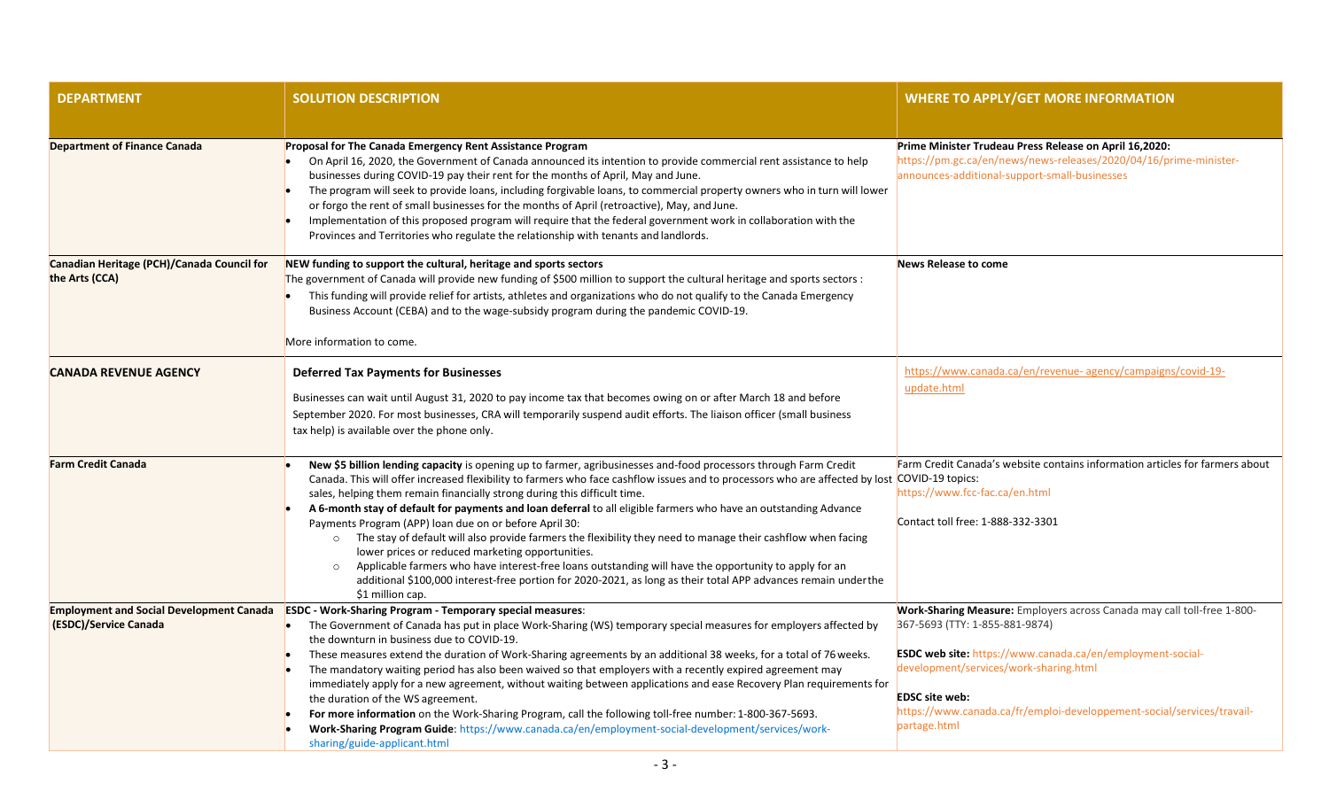| DEPARTMENT | SOLUTION DESCRIPTION | WHERE TO APPLY/GET MORE INFORMATION |
|---|---|---|
| **Department of Finance Canada** | **Proposal for The Canada Emergency Rent Assistance Program**<br>• On April 16, 2020, the Government of Canada announced its intention to provide commercial rent assistance to help businesses during COVID-19 pay their rent for the months of April, May and June.<br>• The program will seek to provide loans, including forgivable loans, to commercial property owners who in turn will lower or forgo the rent of small businesses for the months of April (retroactive), May, and June.<br>• Implementation of this proposed program will require that the federal government work in collaboration with the Provinces and Territories who regulate the relationship with tenants and landlords. | **Prime Minister Trudeau Press Release on April 16,2020:**<br>https://pm.gc.ca/en/news/news-releases/2020/04/16/prime-minister-announces-additional-support-small-businesses |
| **Canadian Heritage (PCH)/Canada Council for the Arts (CCA)** | **NEW funding to support the cultural, heritage and sports sectors**<br>The government of Canada will provide new funding of $500 million to support the cultural heritage and sports sectors :<br>• This funding will provide relief for artists, athletes and organizations who do not qualify to the Canada Emergency Business Account (CEBA) and to the wage-subsidy program during the pandemic COVID-19.<br><br>More information to come. | **News Release to come** |
| **CANADA REVENUE AGENCY** | **Deferred Tax Payments for Businesses**<br><br>Businesses can wait until August 31, 2020 to pay income tax that becomes owing on or after March 18 and before September 2020. For most businesses, CRA will temporarily suspend audit efforts. The liaison officer (small business tax help) is available over the phone only. | https://www.canada.ca/en/revenue- agency/campaigns/covid-19-update.html |
| **Farm Credit Canada** | • **New $5 billion lending capacity** is opening up to farmer, agribusinesses and-food processors through Farm Credit Canada. This will offer increased flexibility to farmers who face cashflow issues and to processors who are affected by lost sales, helping them remain financially strong during this difficult time.<br>• **A 6-month stay of default for payments and loan deferral** to all eligible farmers who have an outstanding Advance Payments Program (APP) loan due on or before April 30:<br>  ○ The stay of default will also provide farmers the flexibility they need to manage their cashflow when facing lower prices or reduced marketing opportunities.<br>  ○ Applicable farmers who have interest-free loans outstanding will have the opportunity to apply for an additional $100,000 interest-free portion for 2020-2021, as long as their total APP advances remain under the $1 million cap. | Farm Credit Canada's website contains information articles for farmers about COVID-19 topics:<br>https://www.fcc-fac.ca/en.html<br><br>Contact toll free: 1-888-332-3301 |
| **Employment and Social Development Canada (ESDC)/Service Canada** | **ESDC - Work-Sharing Program - Temporary special measures**:<br>• The Government of Canada has put in place Work-Sharing (WS) temporary special measures for employers affected by the downturn in business due to COVID-19.<br>• These measures extend the duration of Work-Sharing agreements by an additional 38 weeks, for a total of 76 weeks.<br>• The mandatory waiting period has also been waived so that employers with a recently expired agreement may immediately apply for a new agreement, without waiting between applications and ease Recovery Plan requirements for the duration of the WS agreement.<br>• **For more information** on the Work-Sharing Program, call the following toll-free number: 1-800-367-5693.<br>• **Work-Sharing Program Guide**: https://www.canada.ca/en/employment-social-development/services/work-sharing/guide-applicant.html | **Work-Sharing Measure:** Employers across Canada may call toll-free 1-800-367-5693 (TTY: 1-855-881-9874)<br><br>**ESDC web site:** https://www.canada.ca/en/employment-social-development/services/work-sharing.html<br><br>**EDSC site web:**<br>https://www.canada.ca/fr/emploi-developpement-social/services/travail-partage.html |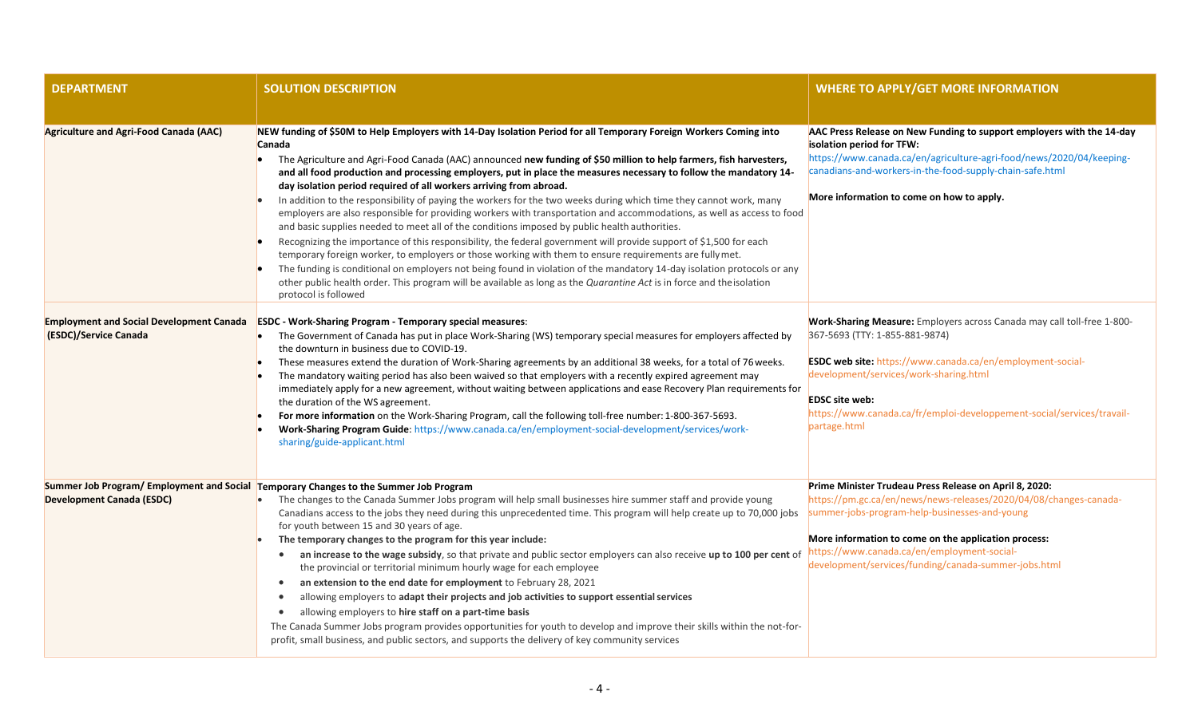| DEPARTMENT | SOLUTION DESCRIPTION | WHERE TO APPLY/GET MORE INFORMATION |
|---|---|---|
| **Agriculture and Agri-Food Canada (AAC)** | **NEW funding of $50M to Help Employers with 14-Day Isolation Period for all Temporary Foreign Workers Coming into Canada**<br>• The Agriculture and Agri-Food Canada (AAC) announced **new funding of $50 million to help farmers, fish harvesters, and all food production and processing employers, put in place the measures necessary to follow the mandatory 14-day isolation period required of all workers arriving from abroad.**<br>• In addition to the responsibility of paying the workers for the two weeks during which time they cannot work, many employers are also responsible for providing workers with transportation and accommodations, as well as access to food and basic supplies needed to meet all of the conditions imposed by public health authorities.<br>• Recognizing the importance of this responsibility, the federal government will provide support of $1,500 for each temporary foreign worker, to employers or those working with them to ensure requirements are fully met.<br>• The funding is conditional on employers not being found in violation of the mandatory 14-day isolation protocols or any other public health order. This program will be available as long as the *Quarantine Act* is in force and the isolation protocol is followed | **AAC Press Release on New Funding to support employers with the 14-day isolation period for TFW:**<br>https://www.canada.ca/en/agriculture-agri-food/news/2020/04/keeping-canadians-and-workers-in-the-food-supply-chain-safe.html<br><br>**More information to come on how to apply.** |
| **Employment and Social Development Canada (ESDC)/Service Canada** | **ESDC - Work-Sharing Program - Temporary special measures**:<br>• The Government of Canada has put in place Work-Sharing (WS) temporary special measures for employers affected by the downturn in business due to COVID-19.<br>• These measures extend the duration of Work-Sharing agreements by an additional 38 weeks, for a total of 76 weeks.<br>• The mandatory waiting period has also been waived so that employers with a recently expired agreement may immediately apply for a new agreement, without waiting between applications and ease Recovery Plan requirements for the duration of the WS agreement.<br>• **For more information** on the Work-Sharing Program, call the following toll-free number: 1-800-367-5693.<br>• **Work-Sharing Program Guide**: https://www.canada.ca/en/employment-social-development/services/work-sharing/guide-applicant.html | **Work-Sharing Measure:** Employers across Canada may call toll-free 1-800-367-5693 (TTY: 1-855-881-9874)<br><br>**ESDC web site:** https://www.canada.ca/en/employment-social-development/services/work-sharing.html<br><br>**EDSC site web:**<br>https://www.canada.ca/fr/emploi-developpement-social/services/travail-partage.html |
| **Summer Job Program/ Employment and Social Development Canada (ESDC)** | **Temporary Changes to the Summer Job Program**<br>• The changes to the Canada Summer Jobs program will help small businesses hire summer staff and provide young Canadians access to the jobs they need during this unprecedented time. This program will help create up to 70,000 jobs for youth between 15 and 30 years of age.<br>• **The temporary changes to the program for this year include:**<br>  ◦ **an increase to the wage subsidy**, so that private and public sector employers can also receive **up to 100 per cent** of the provincial or territorial minimum hourly wage for each employee<br>  ◦ **an extension to the end date for employment** to February 28, 2021<br>  ◦ allowing employers to **adapt their projects and job activities to support essential services**<br>  ◦ allowing employers to **hire staff on a part-time basis**<br>The Canada Summer Jobs program provides opportunities for youth to develop and improve their skills within the not-for-profit, small business, and public sectors, and supports the delivery of key community services | **Prime Minister Trudeau Press Release on April 8, 2020:**<br>https://pm.gc.ca/en/news/news-releases/2020/04/08/changes-canada-summer-jobs-program-help-businesses-and-young<br><br>**More information to come on the application process:**<br>https://www.canada.ca/en/employment-social-development/services/funding/canada-summer-jobs.html |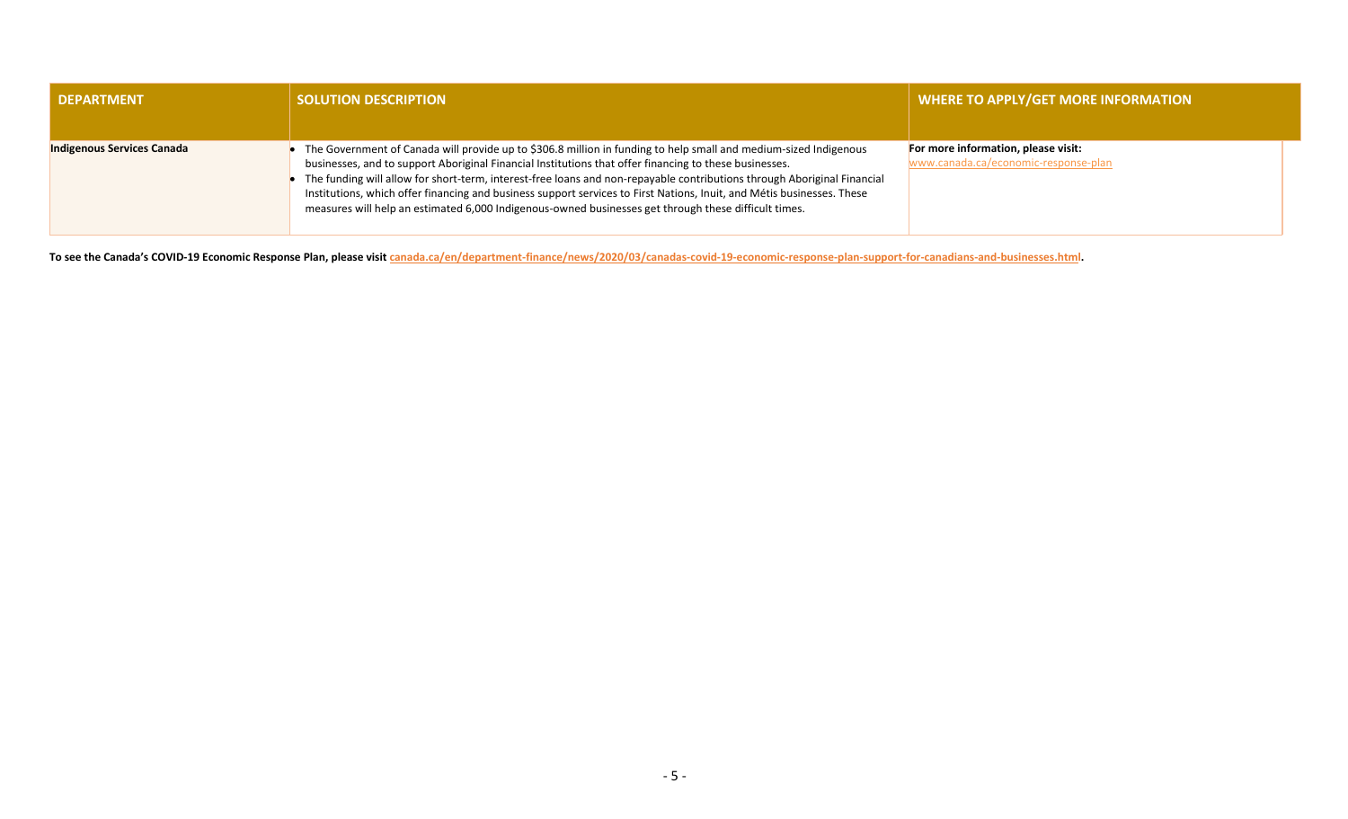| DEPARTMENT | SOLUTION DESCRIPTION | WHERE TO APPLY/GET MORE INFORMATION |
|---|---|---|
| **Indigenous Services Canada** | • The Government of Canada will provide up to $306.8 million in funding to help small and medium-sized Indigenous businesses, and to support Aboriginal Financial Institutions that offer financing to these businesses.<br>• The funding will allow for short-term, interest-free loans and non-repayable contributions through Aboriginal Financial Institutions, which offer financing and business support services to First Nations, Inuit, and Métis businesses. These measures will help an estimated 6,000 Indigenous-owned businesses get through these difficult times. | **For more information, please visit:**<br>www.canada.ca/economic-response-plan |

**To see the Canada's COVID-19 Economic Response Plan, please visit canada.ca/en/department-finance/news/2020/03/canadas-covid-19-economic-response-plan-support-for-canadians-and-businesses.html.**